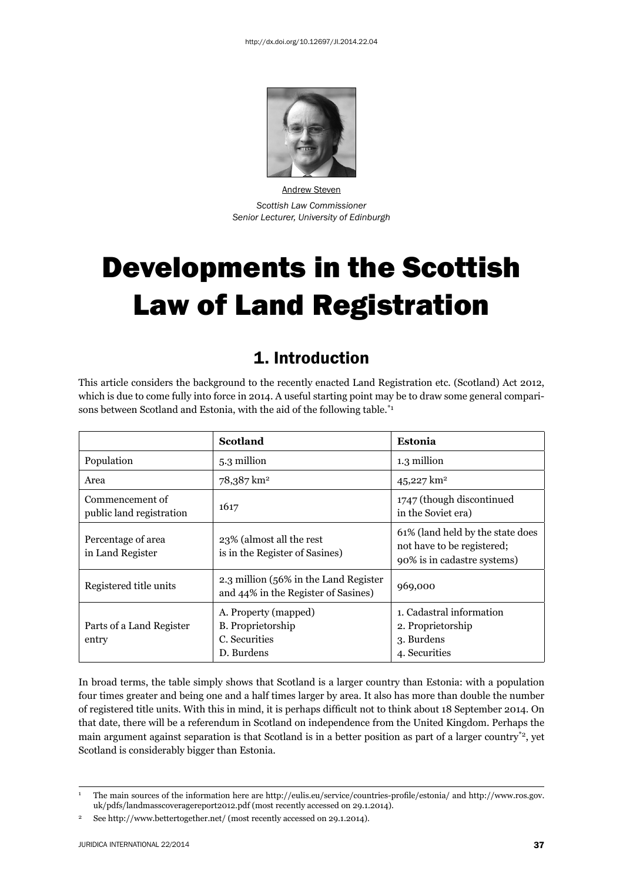http://dx.doi.org/10.12697/JI.2014.22.04

Andrew Steven

*Scottish Law Commissioner*
*Senior Lecturer, University of Edinburgh*

# Developments in the Scottish Law of Land Registration

## 1. Introduction

This article considers the background to the recently enacted Land Registration etc. (Scotland) Act 2012, which is due to come fully into force in 2014. A useful starting point may be to draw some general comparisons between Scotland and Estonia, with the aid of the following table.[*1]

| | **Scotland** | **Estonia** |
|---|---|---|
| Population | 5.3 million | 1.3 million |
| Area | 78,387 km² | 45,227 km² |
| Commencement of public land registration | 1617 | 1747 (though discontinued in the Soviet era) |
| Percentage of area in Land Register | 23% (almost all the rest is in the Register of Sasines) | 61% (land held by the state does not have to be registered; 90% is in cadastre systems) |
| Registered title units | 2.3 million (56% in the Land Register and 44% in the Register of Sasines) | 969,000 |
| Parts of a Land Register entry | A. Property (mapped)<br>B. Proprietorship<br>C. Securities<br>D. Burdens | 1. Cadastral information<br>2. Proprietorship<br>3. Burdens<br>4. Securities |

In broad terms, the table simply shows that Scotland is a larger country than Estonia: with a population four times greater and being one and a half times larger by area. It also has more than double the number of registered title units. With this in mind, it is perhaps difficult not to think about 18 September 2014. On that date, there will be a referendum in Scotland on independence from the United Kingdom. Perhaps the main argument against separation is that Scotland is in a better position as part of a larger country[*2], yet Scotland is considerably bigger than Estonia.

---

[1] The main sources of the information here are http://eulis.eu/service/countries-profile/estonia/ and http://www.ros.gov.uk/pdfs/landmasscoveragereport2012.pdf (most recently accessed on 29.1.2014).

[2] See http://www.bettertogether.net/ (most recently accessed on 29.1.2014).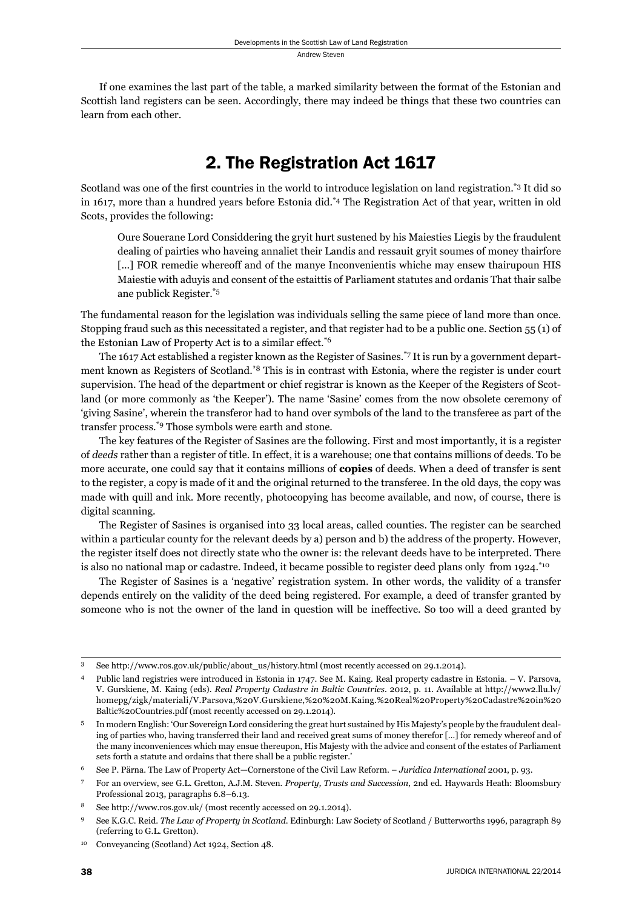If one examines the last part of the table, a marked similarity between the format of the Estonian and Scottish land registers can be seen. Accordingly, there may indeed be things that these two countries can learn from each other.

## 2. The Registration Act 1617

Scotland was one of the first countries in the world to introduce legislation on land registration.[3] It did so in 1617, more than a hundred years before Estonia did.[4] The Registration Act of that year, written in old Scots, provides the following:

> Oure Souerane Lord Considdering the gryit hurt sustened by his Maiesties Liegis by the fraudulent dealing of pairties who haveing annaliet their Landis and ressauit gryit soumes of money thairfore [...] FOR remedie whereoff and of the manye Inconvenientis whiche may ensew thairupoun HIS Maiestie with aduyis and consent of the estaittis of Parliament statutes and ordanis That thair salbe ane publick Register.[5]

The fundamental reason for the legislation was individuals selling the same piece of land more than once. Stopping fraud such as this necessitated a register, and that register had to be a public one. Section 55 (1) of the Estonian Law of Property Act is to a similar effect.[6]

The 1617 Act established a register known as the Register of Sasines.[7] It is run by a government department known as Registers of Scotland.[8] This is in contrast with Estonia, where the register is under court supervision. The head of the department or chief registrar is known as the Keeper of the Registers of Scotland (or more commonly as 'the Keeper'). The name 'Sasine' comes from the now obsolete ceremony of 'giving Sasine', wherein the transferor had to hand over symbols of the land to the transferee as part of the transfer process.[9] Those symbols were earth and stone.

The key features of the Register of Sasines are the following. First and most importantly, it is a register of *deeds* rather than a register of title. In effect, it is a warehouse; one that contains millions of deeds. To be more accurate, one could say that it contains millions of **copies** of deeds. When a deed of transfer is sent to the register, a copy is made of it and the original returned to the transferee. In the old days, the copy was made with quill and ink. More recently, photocopying has become available, and now, of course, there is digital scanning.

The Register of Sasines is organised into 33 local areas, called counties. The register can be searched within a particular county for the relevant deeds by a) person and b) the address of the property. However, the register itself does not directly state who the owner is: the relevant deeds have to be interpreted. There is also no national map or cadastre. Indeed, it became possible to register deed plans only from 1924.[10]

The Register of Sasines is a 'negative' registration system. In other words, the validity of a transfer depends entirely on the validity of the deed being registered. For example, a deed of transfer granted by someone who is not the owner of the land in question will be ineffective. So too will a deed granted by

---

[3] See http://www.ros.gov.uk/public/about_us/history.html (most recently accessed on 29.1.2014).

[4] Public land registries were introduced in Estonia in 1747. See M. Kaing. Real property cadastre in Estonia. – V. Parsova, V. Gurskiene, M. Kaing (eds). *Real Property Cadastre in Baltic Countries*. 2012, p. 11. Available at http://www2.llu.lv/homepg/zigk/materiali/V.Parsova,%20V.Gurskiene,%20%20M.Kaing.%20Real%20Property%20Cadastre%20in%20Baltic%20Countries.pdf (most recently accessed on 29.1.2014).

[5] In modern English: 'Our Sovereign Lord considering the great hurt sustained by His Majesty's people by the fraudulent dealing of parties who, having transferred their land and received great sums of money therefor [...] for remedy whereof and of the many inconveniences which may ensue thereupon, His Majesty with the advice and consent of the estates of Parliament sets forth a statute and ordains that there shall be a public register.'

[6] See P. Pärna. The Law of Property Act—Cornerstone of the Civil Law Reform. – *Juridica International* 2001, p. 93.

[7] For an overview, see G.L. Gretton, A.J.M. Steven. *Property, Trusts and Succession*, 2nd ed. Haywards Heath: Bloomsbury Professional 2013, paragraphs 6.8–6.13.

[8] See http://www.ros.gov.uk/ (most recently accessed on 29.1.2014).

[9] See K.G.C. Reid. *The Law of Property in Scotland*. Edinburgh: Law Society of Scotland / Butterworths 1996, paragraph 89 (referring to G.L. Gretton).

[10] Conveyancing (Scotland) Act 1924, Section 48.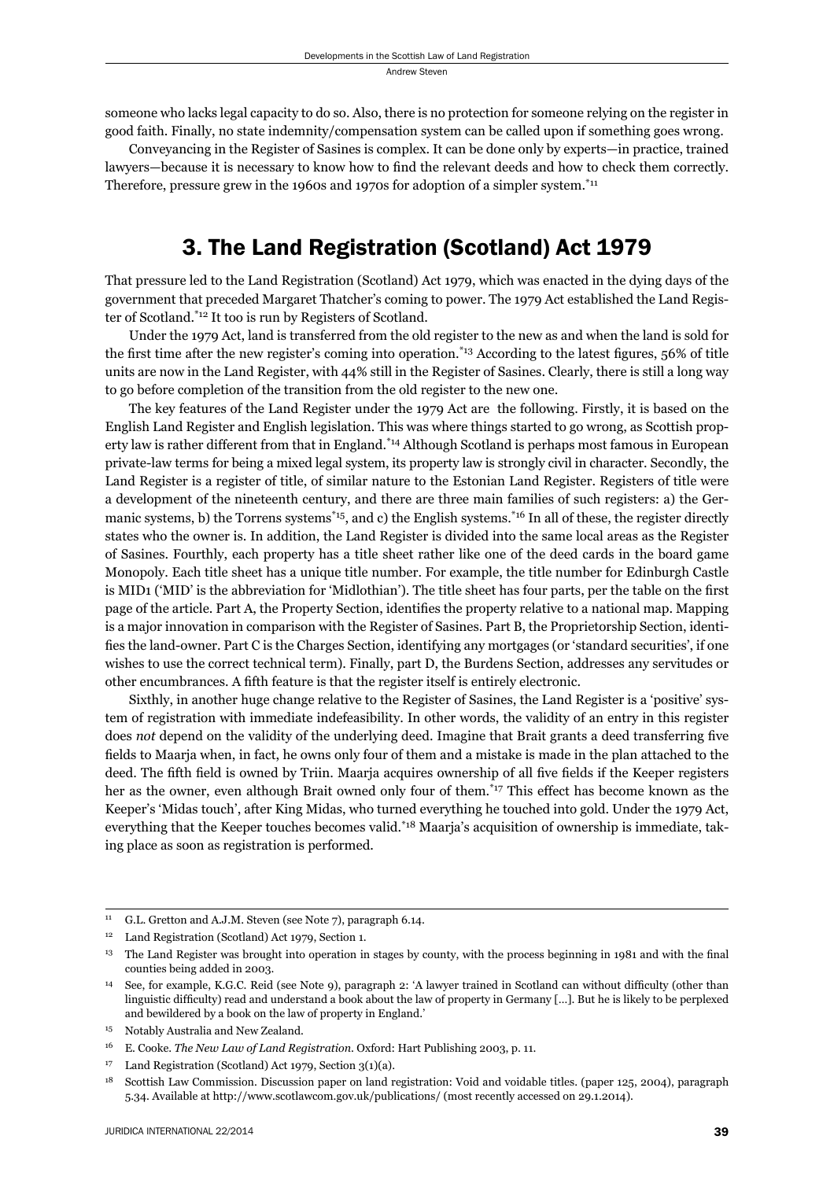someone who lacks legal capacity to do so. Also, there is no protection for someone relying on the register in good faith. Finally, no state indemnity/compensation system can be called upon if something goes wrong.

Conveyancing in the Register of Sasines is complex. It can be done only by experts—in practice, trained lawyers—because it is necessary to know how to find the relevant deeds and how to check them correctly. Therefore, pressure grew in the 1960s and 1970s for adoption of a simpler system.[*11]

## 3. The Land Registration (Scotland) Act 1979

That pressure led to the Land Registration (Scotland) Act 1979, which was enacted in the dying days of the government that preceded Margaret Thatcher's coming to power. The 1979 Act established the Land Register of Scotland.[*12] It too is run by Registers of Scotland.

Under the 1979 Act, land is transferred from the old register to the new as and when the land is sold for the first time after the new register's coming into operation.[*13] According to the latest figures, 56% of title units are now in the Land Register, with 44% still in the Register of Sasines. Clearly, there is still a long way to go before completion of the transition from the old register to the new one.

The key features of the Land Register under the 1979 Act are the following. Firstly, it is based on the English Land Register and English legislation. This was where things started to go wrong, as Scottish property law is rather different from that in England.[*14] Although Scotland is perhaps most famous in European private-law terms for being a mixed legal system, its property law is strongly civil in character. Secondly, the Land Register is a register of title, of similar nature to the Estonian Land Register. Registers of title were a development of the nineteenth century, and there are three main families of such registers: a) the Germanic systems, b) the Torrens systems[*15], and c) the English systems.[*16] In all of these, the register directly states who the owner is. In addition, the Land Register is divided into the same local areas as the Register of Sasines. Fourthly, each property has a title sheet rather like one of the deed cards in the board game Monopoly. Each title sheet has a unique title number. For example, the title number for Edinburgh Castle is MID1 ('MID' is the abbreviation for 'Midlothian'). The title sheet has four parts, per the table on the first page of the article. Part A, the Property Section, identifies the property relative to a national map. Mapping is a major innovation in comparison with the Register of Sasines. Part B, the Proprietorship Section, identifies the land-owner. Part C is the Charges Section, identifying any mortgages (or 'standard securities', if one wishes to use the correct technical term). Finally, part D, the Burdens Section, addresses any servitudes or other encumbrances. A fifth feature is that the register itself is entirely electronic.

Sixthly, in another huge change relative to the Register of Sasines, the Land Register is a 'positive' system of registration with immediate indefeasibility. In other words, the validity of an entry in this register does *not* depend on the validity of the underlying deed. Imagine that Brait grants a deed transferring five fields to Maarja when, in fact, he owns only four of them and a mistake is made in the plan attached to the deed. The fifth field is owned by Triin. Maarja acquires ownership of all five fields if the Keeper registers her as the owner, even although Brait owned only four of them.[*17] This effect has become known as the Keeper's 'Midas touch', after King Midas, who turned everything he touched into gold. Under the 1979 Act, everything that the Keeper touches becomes valid.[*18] Maarja's acquisition of ownership is immediate, taking place as soon as registration is performed.

---

[11] G.L. Gretton and A.J.M. Steven (see Note 7), paragraph 6.14.

[12] Land Registration (Scotland) Act 1979, Section 1.

[13] The Land Register was brought into operation in stages by county, with the process beginning in 1981 and with the final counties being added in 2003.

[14] See, for example, K.G.C. Reid (see Note 9), paragraph 2: 'A lawyer trained in Scotland can without difficulty (other than linguistic difficulty) read and understand a book about the law of property in Germany […]. But he is likely to be perplexed and bewildered by a book on the law of property in England.'

[15] Notably Australia and New Zealand.

[16] E. Cooke. *The New Law of Land Registration*. Oxford: Hart Publishing 2003, p. 11.

[17] Land Registration (Scotland) Act 1979, Section 3(1)(a).

[18] Scottish Law Commission. Discussion paper on land registration: Void and voidable titles. (paper 125, 2004), paragraph 5.34. Available at http://www.scotlawcom.gov.uk/publications/ (most recently accessed on 29.1.2014).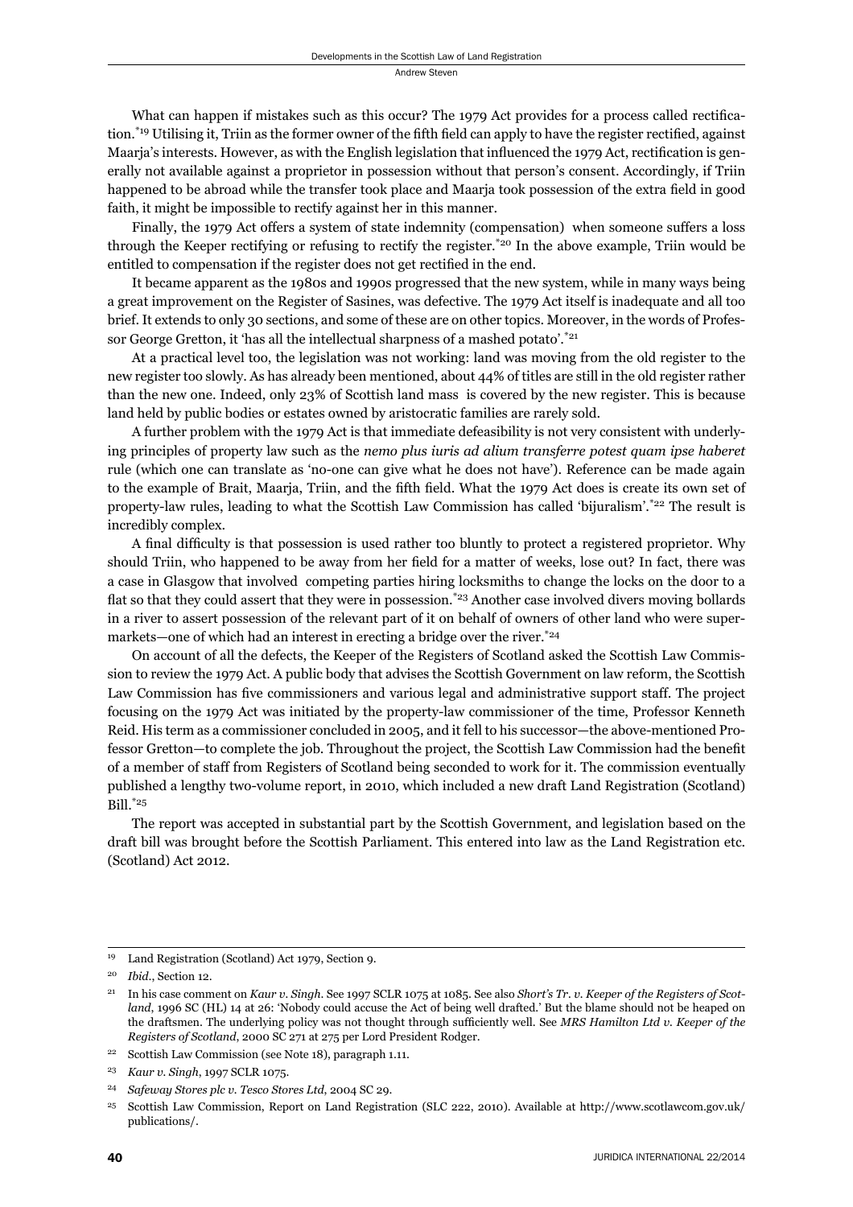What can happen if mistakes such as this occur? The 1979 Act provides for a process called rectification.[19] Utilising it, Triin as the former owner of the fifth field can apply to have the register rectified, against Maarja's interests. However, as with the English legislation that influenced the 1979 Act, rectification is generally not available against a proprietor in possession without that person's consent. Accordingly, if Triin happened to be abroad while the transfer took place and Maarja took possession of the extra field in good faith, it might be impossible to rectify against her in this manner.

Finally, the 1979 Act offers a system of state indemnity (compensation) when someone suffers a loss through the Keeper rectifying or refusing to rectify the register.[20] In the above example, Triin would be entitled to compensation if the register does not get rectified in the end.

It became apparent as the 1980s and 1990s progressed that the new system, while in many ways being a great improvement on the Register of Sasines, was defective. The 1979 Act itself is inadequate and all too brief. It extends to only 30 sections, and some of these are on other topics. Moreover, in the words of Professor George Gretton, it 'has all the intellectual sharpness of a mashed potato'.[21]

At a practical level too, the legislation was not working: land was moving from the old register to the new register too slowly. As has already been mentioned, about 44% of titles are still in the old register rather than the new one. Indeed, only 23% of Scottish land mass is covered by the new register. This is because land held by public bodies or estates owned by aristocratic families are rarely sold.

A further problem with the 1979 Act is that immediate defeasibility is not very consistent with underlying principles of property law such as the *nemo plus iuris ad alium transferre potest quam ipse haberet* rule (which one can translate as 'no-one can give what he does not have'). Reference can be made again to the example of Brait, Maarja, Triin, and the fifth field. What the 1979 Act does is create its own set of property-law rules, leading to what the Scottish Law Commission has called 'bijuralism'.[22] The result is incredibly complex.

A final difficulty is that possession is used rather too bluntly to protect a registered proprietor. Why should Triin, who happened to be away from her field for a matter of weeks, lose out? In fact, there was a case in Glasgow that involved competing parties hiring locksmiths to change the locks on the door to a flat so that they could assert that they were in possession.[23] Another case involved divers moving bollards in a river to assert possession of the relevant part of it on behalf of owners of other land who were supermarkets—one of which had an interest in erecting a bridge over the river.[24]

On account of all the defects, the Keeper of the Registers of Scotland asked the Scottish Law Commission to review the 1979 Act. A public body that advises the Scottish Government on law reform, the Scottish Law Commission has five commissioners and various legal and administrative support staff. The project focusing on the 1979 Act was initiated by the property-law commissioner of the time, Professor Kenneth Reid. His term as a commissioner concluded in 2005, and it fell to his successor—the above-mentioned Professor Gretton—to complete the job. Throughout the project, the Scottish Law Commission had the benefit of a member of staff from Registers of Scotland being seconded to work for it. The commission eventually published a lengthy two-volume report, in 2010, which included a new draft Land Registration (Scotland) Bill.[25]

The report was accepted in substantial part by the Scottish Government, and legislation based on the draft bill was brought before the Scottish Parliament. This entered into law as the Land Registration etc. (Scotland) Act 2012.

---

[19] Land Registration (Scotland) Act 1979, Section 9.

[20] *Ibid.*, Section 12.

[21] In his case comment on *Kaur v. Singh*. See 1997 SCLR 1075 at 1085. See also *Short's Tr. v. Keeper of the Registers of Scotland*, 1996 SC (HL) 14 at 26: 'Nobody could accuse the Act of being well drafted.' But the blame should not be heaped on the draftsmen. The underlying policy was not thought through sufficiently well. See *MRS Hamilton Ltd v. Keeper of the Registers of Scotland*, 2000 SC 271 at 275 per Lord President Rodger.

[22] Scottish Law Commission (see Note 18), paragraph 1.11.

[23] *Kaur v. Singh*, 1997 SCLR 1075.

[24] *Safeway Stores plc v. Tesco Stores Ltd*, 2004 SC 29.

[25] Scottish Law Commission, Report on Land Registration (SLC 222, 2010). Available at http://www.scotlawcom.gov.uk/publications/.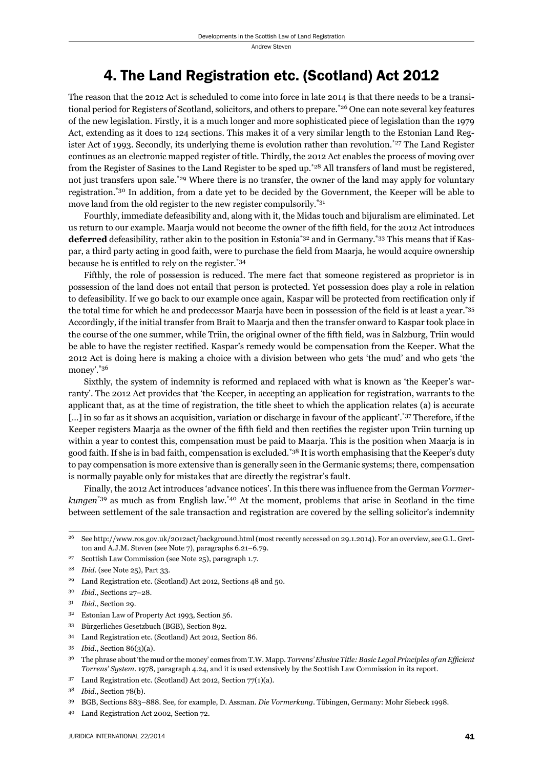## 4. The Land Registration etc. (Scotland) Act 2012

The reason that the 2012 Act is scheduled to come into force in late 2014 is that there needs to be a transitional period for Registers of Scotland, solicitors, and others to prepare.[26] One can note several key features of the new legislation. Firstly, it is a much longer and more sophisticated piece of legislation than the 1979 Act, extending as it does to 124 sections. This makes it of a very similar length to the Estonian Land Register Act of 1993. Secondly, its underlying theme is evolution rather than revolution.[27] The Land Register continues as an electronic mapped register of title. Thirdly, the 2012 Act enables the process of moving over from the Register of Sasines to the Land Register to be sped up.[28] All transfers of land must be registered, not just transfers upon sale.[29] Where there is no transfer, the owner of the land may apply for voluntary registration.[30] In addition, from a date yet to be decided by the Government, the Keeper will be able to move land from the old register to the new register compulsorily.[31]

Fourthly, immediate defeasibility and, along with it, the Midas touch and bijuralism are eliminated. Let us return to our example. Maarja would not become the owner of the fifth field, for the 2012 Act introduces **deferred** defeasibility, rather akin to the position in Estonia[32] and in Germany.[33] This means that if Kaspar, a third party acting in good faith, were to purchase the field from Maarja, he would acquire ownership because he is entitled to rely on the register.[34]

Fifthly, the role of possession is reduced. The mere fact that someone registered as proprietor is in possession of the land does not entail that person is protected. Yet possession does play a role in relation to defeasibility. If we go back to our example once again, Kaspar will be protected from rectification only if the total time for which he and predecessor Maarja have been in possession of the field is at least a year.[35] Accordingly, if the initial transfer from Brait to Maarja and then the transfer onward to Kaspar took place in the course of the one summer, while Triin, the original owner of the fifth field, was in Salzburg, Triin would be able to have the register rectified. Kaspar's remedy would be compensation from the Keeper. What the 2012 Act is doing here is making a choice with a division between who gets 'the mud' and who gets 'the money'.[36]

Sixthly, the system of indemnity is reformed and replaced with what is known as 'the Keeper's warranty'. The 2012 Act provides that 'the Keeper, in accepting an application for registration, warrants to the applicant that, as at the time of registration, the title sheet to which the application relates (a) is accurate [...] in so far as it shows an acquisition, variation or discharge in favour of the applicant'.[37] Therefore, if the Keeper registers Maarja as the owner of the fifth field and then rectifies the register upon Triin turning up within a year to contest this, compensation must be paid to Maarja. This is the position when Maarja is in good faith. If she is in bad faith, compensation is excluded.[38] It is worth emphasising that the Keeper's duty to pay compensation is more extensive than is generally seen in the Germanic systems; there, compensation is normally payable only for mistakes that are directly the registrar's fault.

Finally, the 2012 Act introduces 'advance notices'. In this there was influence from the German *Vormerkungen*[39] as much as from English law.[40] At the moment, problems that arise in Scotland in the time between settlement of the sale transaction and registration are covered by the selling solicitor's indemnity

---

[26] See http://www.ros.gov.uk/2012act/background.html (most recently accessed on 29.1.2014). For an overview, see G.L. Gretton and A.J.M. Steven (see Note 7), paragraphs 6.21–6.79.

[27] Scottish Law Commission (see Note 25), paragraph 1.7.

[28] *Ibid.* (see Note 25), Part 33.

[29] Land Registration etc. (Scotland) Act 2012, Sections 48 and 50.

[30] *Ibid.*, Sections 27–28.

[31] *Ibid.*, Section 29.

[32] Estonian Law of Property Act 1993, Section 56.

[33] Bürgerliches Gesetzbuch (BGB), Section 892.

[34] Land Registration etc. (Scotland) Act 2012, Section 86.

[35] *Ibid.*, Section 86(3)(a).

[36] The phrase about 'the mud or the money' comes from T.W. Mapp. *Torrens' Elusive Title: Basic Legal Principles of an Efficient Torrens' System*. 1978, paragraph 4.24, and it is used extensively by the Scottish Law Commission in its report.

[37] Land Registration etc. (Scotland) Act 2012, Section 77(1)(a).

[38] *Ibid.*, Section 78(b).

[39] BGB, Sections 883–888. See, for example, D. Assman. *Die Vormerkung*. Tübingen, Germany: Mohr Siebeck 1998.

[40] Land Registration Act 2002, Section 72.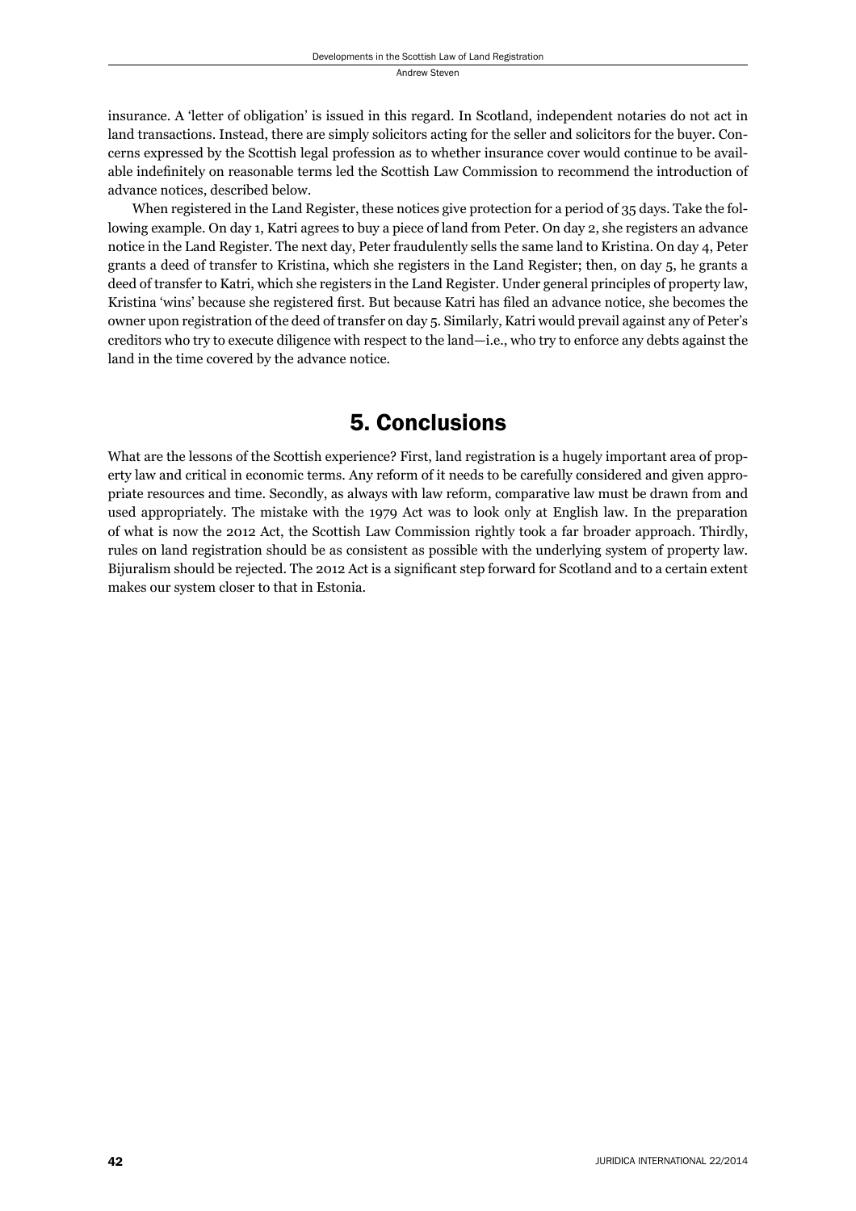insurance. A 'letter of obligation' is issued in this regard. In Scotland, independent notaries do not act in land transactions. Instead, there are simply solicitors acting for the seller and solicitors for the buyer. Concerns expressed by the Scottish legal profession as to whether insurance cover would continue to be available indefinitely on reasonable terms led the Scottish Law Commission to recommend the introduction of advance notices, described below.

When registered in the Land Register, these notices give protection for a period of 35 days. Take the following example. On day 1, Katri agrees to buy a piece of land from Peter. On day 2, she registers an advance notice in the Land Register. The next day, Peter fraudulently sells the same land to Kristina. On day 4, Peter grants a deed of transfer to Kristina, which she registers in the Land Register; then, on day 5, he grants a deed of transfer to Katri, which she registers in the Land Register. Under general principles of property law, Kristina 'wins' because she registered first. But because Katri has filed an advance notice, she becomes the owner upon registration of the deed of transfer on day 5. Similarly, Katri would prevail against any of Peter's creditors who try to execute diligence with respect to the land—i.e., who try to enforce any debts against the land in the time covered by the advance notice.

## 5. Conclusions

What are the lessons of the Scottish experience? First, land registration is a hugely important area of property law and critical in economic terms. Any reform of it needs to be carefully considered and given appropriate resources and time. Secondly, as always with law reform, comparative law must be drawn from and used appropriately. The mistake with the 1979 Act was to look only at English law. In the preparation of what is now the 2012 Act, the Scottish Law Commission rightly took a far broader approach. Thirdly, rules on land registration should be as consistent as possible with the underlying system of property law. Bijuralism should be rejected. The 2012 Act is a significant step forward for Scotland and to a certain extent makes our system closer to that in Estonia.